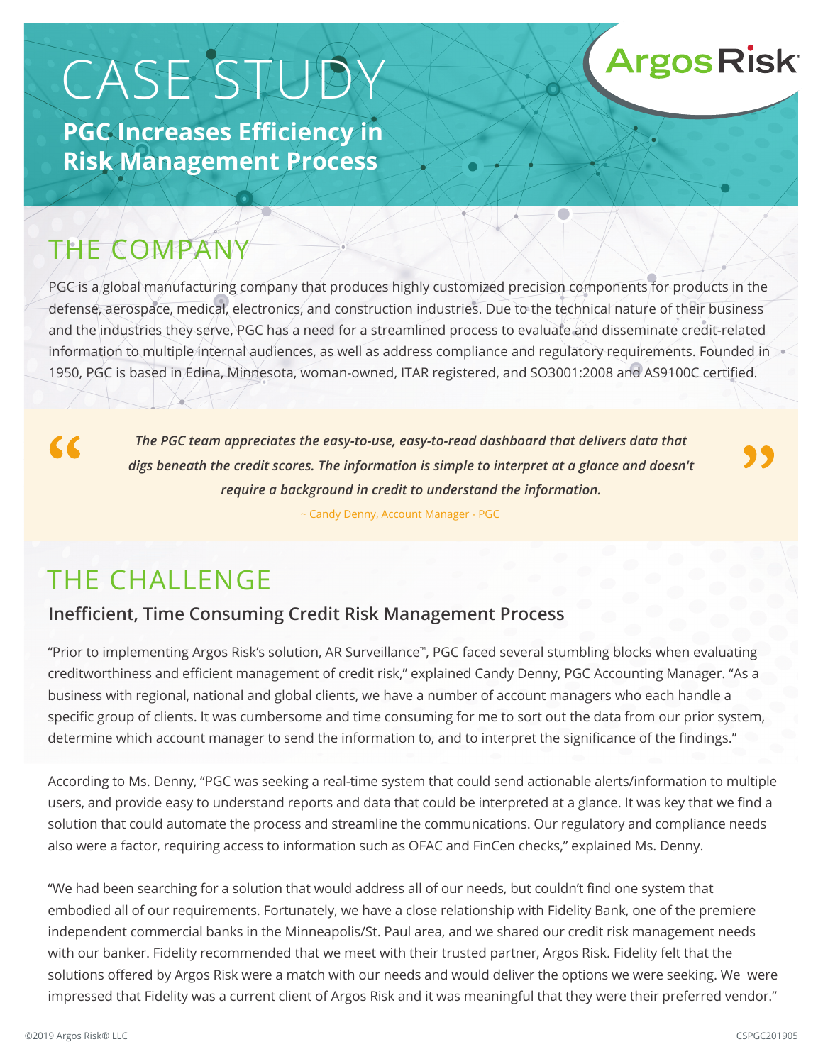# CASE STUDY

## PGC Increases Efficiency in Risk Management Process

## THE COMPANY

PGC is a global manufacturing company that produces highly customized precision components for products in the defense, aerospace, medical, electronics, and construction industries. Due to the technical nature of their business and the industries they serve, PGC has a need for a streamlined process to evaluate and disseminate credit-related information to multiple internal audiences, as well as address compliance and regulatory requirements. Founded in 1950, PGC is based in Edina, Minnesota, woman-owned, ITAR registered, and SO3001:2008 and AS9100C certified.

> *The PGC team appreciates the easy-to-use, easy-to-read dashboard that delivers data that digs beneath the credit scores. The information is simple to interpret at a glance and doesn't require a background in credit to understand the information.*
>
> ~ Candy Denny, Account Manager - PGC

## THE CHALLENGE

### Inefficient, Time Consuming Credit Risk Management Process

"Prior to implementing Argos Risk's solution, AR Surveillance™, PGC faced several stumbling blocks when evaluating creditworthiness and efficient management of credit risk," explained Candy Denny, PGC Accounting Manager. "As a business with regional, national and global clients, we have a number of account managers who each handle a specific group of clients. It was cumbersome and time consuming for me to sort out the data from our prior system, determine which account manager to send the information to, and to interpret the significance of the findings."

According to Ms. Denny, "PGC was seeking a real-time system that could send actionable alerts/information to multiple users, and provide easy to understand reports and data that could be interpreted at a glance. It was key that we find a solution that could automate the process and streamline the communications. Our regulatory and compliance needs also were a factor, requiring access to information such as OFAC and FinCen checks," explained Ms. Denny.

"We had been searching for a solution that would address all of our needs, but couldn't find one system that embodied all of our requirements. Fortunately, we have a close relationship with Fidelity Bank, one of the premiere independent commercial banks in the Minneapolis/St. Paul area, and we shared our credit risk management needs with our banker. Fidelity recommended that we meet with their trusted partner, Argos Risk. Fidelity felt that the solutions offered by Argos Risk were a match with our needs and would deliver the options we were seeking. We were impressed that Fidelity was a current client of Argos Risk and it was meaningful that they were their preferred vendor."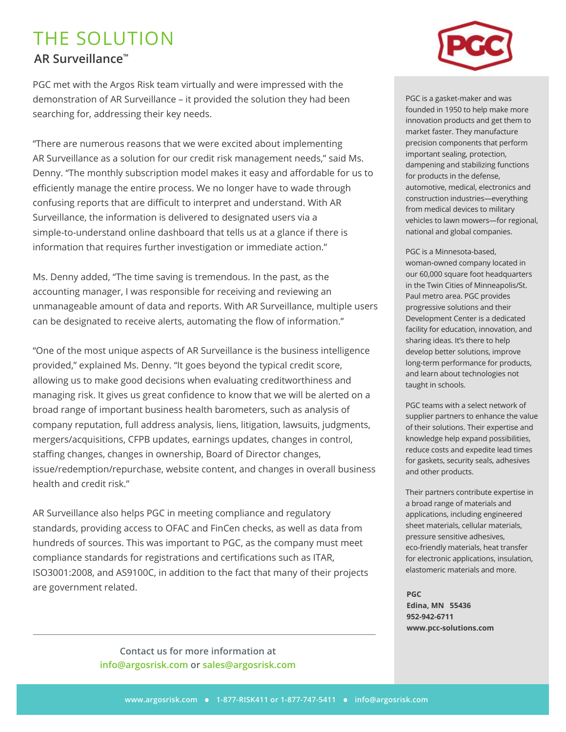# THE SOLUTION

## AR Surveillance™

PGC met with the Argos Risk team virtually and were impressed with the demonstration of AR Surveillance – it provided the solution they had been searching for, addressing their key needs.

“There are numerous reasons that we were excited about implementing AR Surveillance as a solution for our credit risk management needs,” said Ms. Denny. “The monthly subscription model makes it easy and affordable for us to efficiently manage the entire process. We no longer have to wade through confusing reports that are difficult to interpret and understand. With AR Surveillance, the information is delivered to designated users via a simple-to-understand online dashboard that tells us at a glance if there is information that requires further investigation or immediate action.”

Ms. Denny added, “The time saving is tremendous. In the past, as the accounting manager, I was responsible for receiving and reviewing an unmanageable amount of data and reports. With AR Surveillance, multiple users can be designated to receive alerts, automating the flow of information.”

“One of the most unique aspects of AR Surveillance is the business intelligence provided,” explained Ms. Denny. “It goes beyond the typical credit score, allowing us to make good decisions when evaluating creditworthiness and managing risk. It gives us great confidence to know that we will be alerted on a broad range of important business health barometers, such as analysis of company reputation, full address analysis, liens, litigation, lawsuits, judgments, mergers/acquisitions, CFPB updates, earnings updates, changes in control, staffing changes, changes in ownership, Board of Director changes, issue/redemption/repurchase, website content, and changes in overall business health and credit risk.”

AR Surveillance also helps PGC in meeting compliance and regulatory standards, providing access to OFAC and FinCen checks, as well as data from hundreds of sources. This was important to PGC, as the company must meet compliance standards for registrations and certifications such as ITAR, ISO3001:2008, and AS9100C, in addition to the fact that many of their projects are government related.

---

**Contact us for more information at**
**info@argosrisk.com or sales@argosrisk.com**

PGC is a gasket-maker and was founded in 1950 to help make more innovation products and get them to market faster. They manufacture precision components that perform important sealing, protection, dampening and stabilizing functions for products in the defense, automotive, medical, electronics and construction industries—everything from medical devices to military vehicles to lawn mowers—for regional, national and global companies.

PGC is a Minnesota-based, woman-owned company located in our 60,000 square foot headquarters in the Twin Cities of Minneapolis/St. Paul metro area. PGC provides progressive solutions and their Development Center is a dedicated facility for education, innovation, and sharing ideas. It's there to help develop better solutions, improve long-term performance for products, and learn about technologies not taught in schools.

PGC teams with a select network of supplier partners to enhance the value of their solutions. Their expertise and knowledge help expand possibilities, reduce costs and expedite lead times for gaskets, security seals, adhesives and other products.

Their partners contribute expertise in a broad range of materials and applications, including engineered sheet materials, cellular materials, pressure sensitive adhesives, eco-friendly materials, heat transfer for electronic applications, insulation, elastomeric materials and more.

**PGC**
**Edina, MN 55436**
**952-942-6711**
**www.pcc-solutions.com**

**www.argosrisk.com • 1-877-RISK411 or 1-877-747-5411 • info@argosrisk.com**